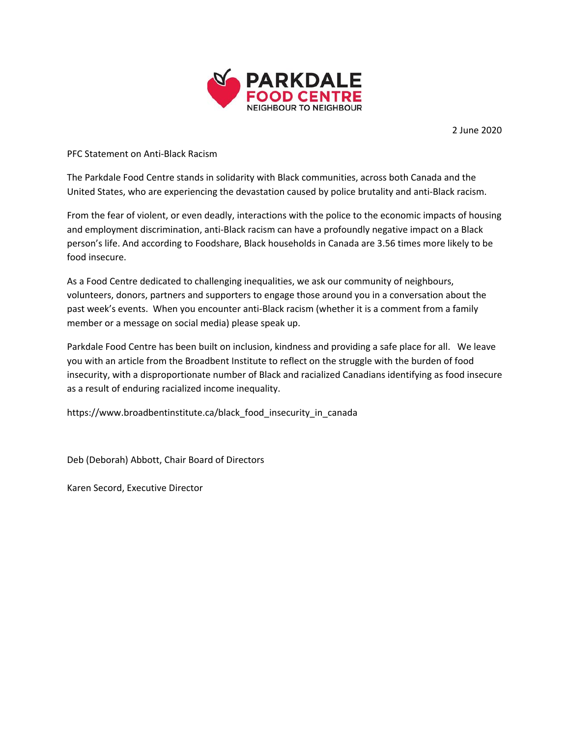PARKDALE FOOD CENTRE
NEIGHBOUR TO NEIGHBOUR

2 June 2020

PFC Statement on Anti-Black Racism

The Parkdale Food Centre stands in solidarity with Black communities, across both Canada and the United States, who are experiencing the devastation caused by police brutality and anti-Black racism.

From the fear of violent, or even deadly, interactions with the police to the economic impacts of housing and employment discrimination, anti-Black racism can have a profoundly negative impact on a Black person's life. And according to Foodshare, Black households in Canada are 3.56 times more likely to be food insecure.

As a Food Centre dedicated to challenging inequalities, we ask our community of neighbours, volunteers, donors, partners and supporters to engage those around you in a conversation about the past week's events. When you encounter anti-Black racism (whether it is a comment from a family member or a message on social media) please speak up.

Parkdale Food Centre has been built on inclusion, kindness and providing a safe place for all. We leave you with an article from the Broadbent Institute to reflect on the struggle with the burden of food insecurity, with a disproportionate number of Black and racialized Canadians identifying as food insecure as a result of enduring racialized income inequality.

https://www.broadbentinstitute.ca/black_food_insecurity_in_canada

Deb (Deborah) Abbott, Chair Board of Directors

Karen Secord, Executive Director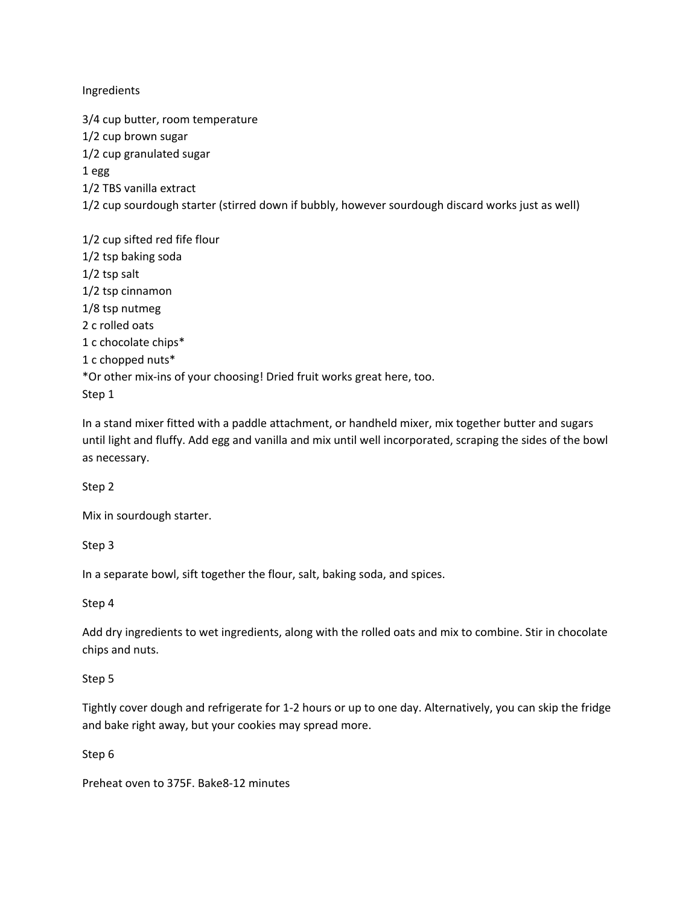Ingredients

3/4 cup butter, room temperature
1/2 cup brown sugar
1/2 cup granulated sugar
1 egg
1/2 TBS vanilla extract
1/2 cup sourdough starter (stirred down if bubbly, however sourdough discard works just as well)

1/2 cup sifted red fife flour
1/2 tsp baking soda
1/2 tsp salt
1/2 tsp cinnamon
1/8 tsp nutmeg
2 c rolled oats
1 c chocolate chips*
1 c chopped nuts*
*Or other mix-ins of your choosing! Dried fruit works great here, too.

Step 1

In a stand mixer fitted with a paddle attachment, or handheld mixer, mix together butter and sugars until light and fluffy. Add egg and vanilla and mix until well incorporated, scraping the sides of the bowl as necessary.

Step 2

Mix in sourdough starter.

Step 3

In a separate bowl, sift together the flour, salt, baking soda, and spices.

Step 4

Add dry ingredients to wet ingredients, along with the rolled oats and mix to combine. Stir in chocolate chips and nuts.

Step 5

Tightly cover dough and refrigerate for 1-2 hours or up to one day. Alternatively, you can skip the fridge and bake right away, but your cookies may spread more.

Step 6

Preheat oven to 375F. Bake8-12 minutes